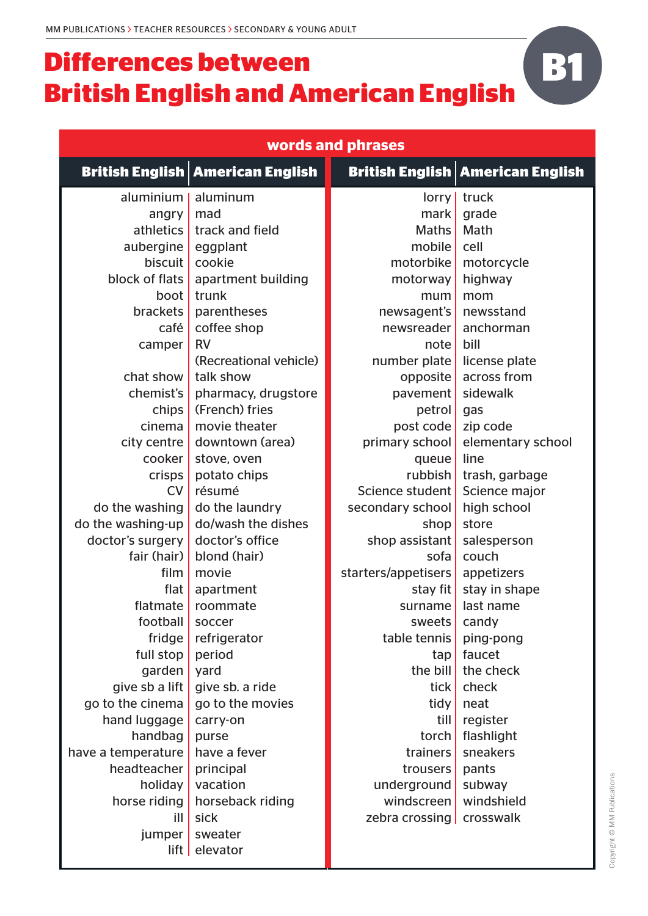# Differences between British English and American English

**B1**

## words and phrases

| British English | American English |
|---|---|
| aluminium | aluminum |
| angry | mad |
| athletics | track and field |
| aubergine | eggplant |
| biscuit | cookie |
| block of flats | apartment building |
| boot | trunk |
| brackets | parentheses |
| café | coffee shop |
| camper | RV (Recreational vehicle) |
| chat show | talk show |
| chemist's | pharmacy, drugstore |
| chips | (French) fries |
| cinema | movie theater |
| city centre | downtown (area) |
| cooker | stove, oven |
| crisps | potato chips |
| CV | résumé |
| do the washing | do the laundry |
| do the washing-up | do/wash the dishes |
| doctor's surgery | doctor's office |
| fair (hair) | blond (hair) |
| film | movie |
| flat | apartment |
| flatmate | roommate |
| football | soccer |
| fridge | refrigerator |
| full stop | period |
| garden | yard |
| give sb a lift | give sb. a ride |
| go to the cinema | go to the movies |
| hand luggage | carry-on |
| handbag | purse |
| have a temperature | have a fever |
| headteacher | principal |
| holiday | vacation |
| horse riding | horseback riding |
| ill | sick |
| jumper | sweater |
| lift | elevator |
| lorry | truck |
| mark | grade |
| Maths | Math |
| mobile | cell |
| motorbike | motorcycle |
| motorway | highway |
| mum | mom |
| newsagent's | newsstand |
| newsreader | anchorman |
| note | bill |
| number plate | license plate |
| opposite | across from |
| pavement | sidewalk |
| petrol | gas |
| post code | zip code |
| primary school | elementary school |
| queue | line |
| rubbish | trash, garbage |
| Science student | Science major |
| secondary school | high school |
| shop | store |
| shop assistant | salesperson |
| sofa | couch |
| starters/appetisers | appetizers |
| stay fit | stay in shape |
| surname | last name |
| sweets | candy |
| table tennis | ping-pong |
| tap | faucet |
| the bill | the check |
| tick | check |
| tidy | neat |
| till | register |
| torch | flashlight |
| trainers | sneakers |
| trousers | pants |
| underground | subway |
| windscreen | windshield |
| zebra crossing | crosswalk |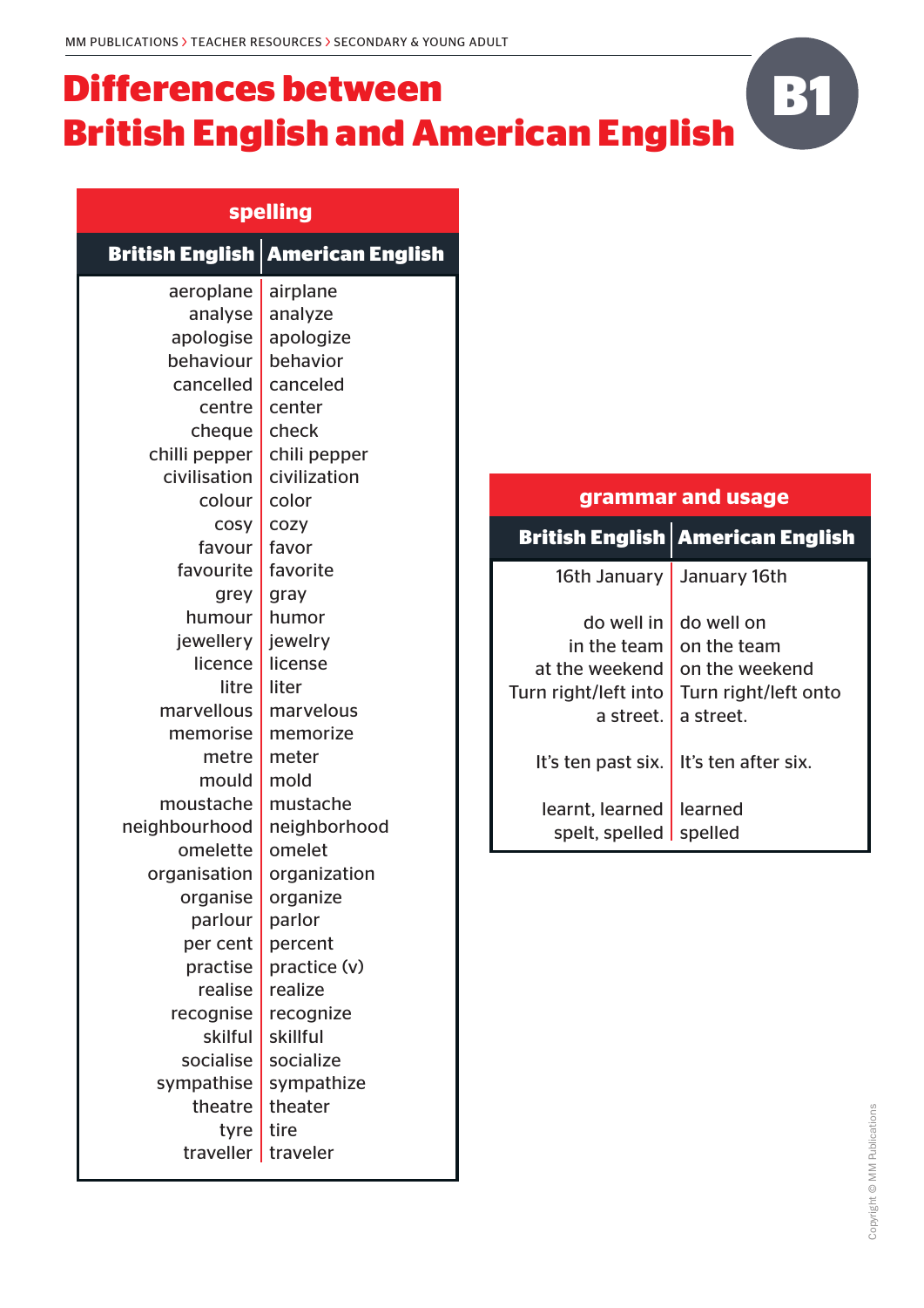# Differences between British English and American English

B1

## spelling

| British English | American English |
|---|---|
| aeroplane | airplane |
| analyse | analyze |
| apologise | apologize |
| behaviour | behavior |
| cancelled | canceled |
| centre | center |
| cheque | check |
| chilli pepper | chili pepper |
| civilisation | civilization |
| colour | color |
| cosy | cozy |
| favour | favor |
| favourite | favorite |
| grey | gray |
| humour | humor |
| jewellery | jewelry |
| licence | license |
| litre | liter |
| marvellous | marvelous |
| memorise | memorize |
| metre | meter |
| mould | mold |
| moustache | mustache |
| neighbourhood | neighborhood |
| omelette | omelet |
| organisation | organization |
| organise | organize |
| parlour | parlor |
| per cent | percent |
| practise | practice (v) |
| realise | realize |
| recognise | recognize |
| skilful | skillful |
| socialise | socialize |
| sympathise | sympathize |
| theatre | theater |
| tyre | tire |
| traveller | traveler |

## grammar and usage

| British English | American English |
|---|---|
| 16th January | January 16th |
| do well in | do well on |
| in the team | on the team |
| at the weekend | on the weekend |
| Turn right/left into a street. | Turn right/left onto a street. |
| It's ten past six. | It's ten after six. |
| learnt, learned | learned |
| spelt, spelled | spelled |